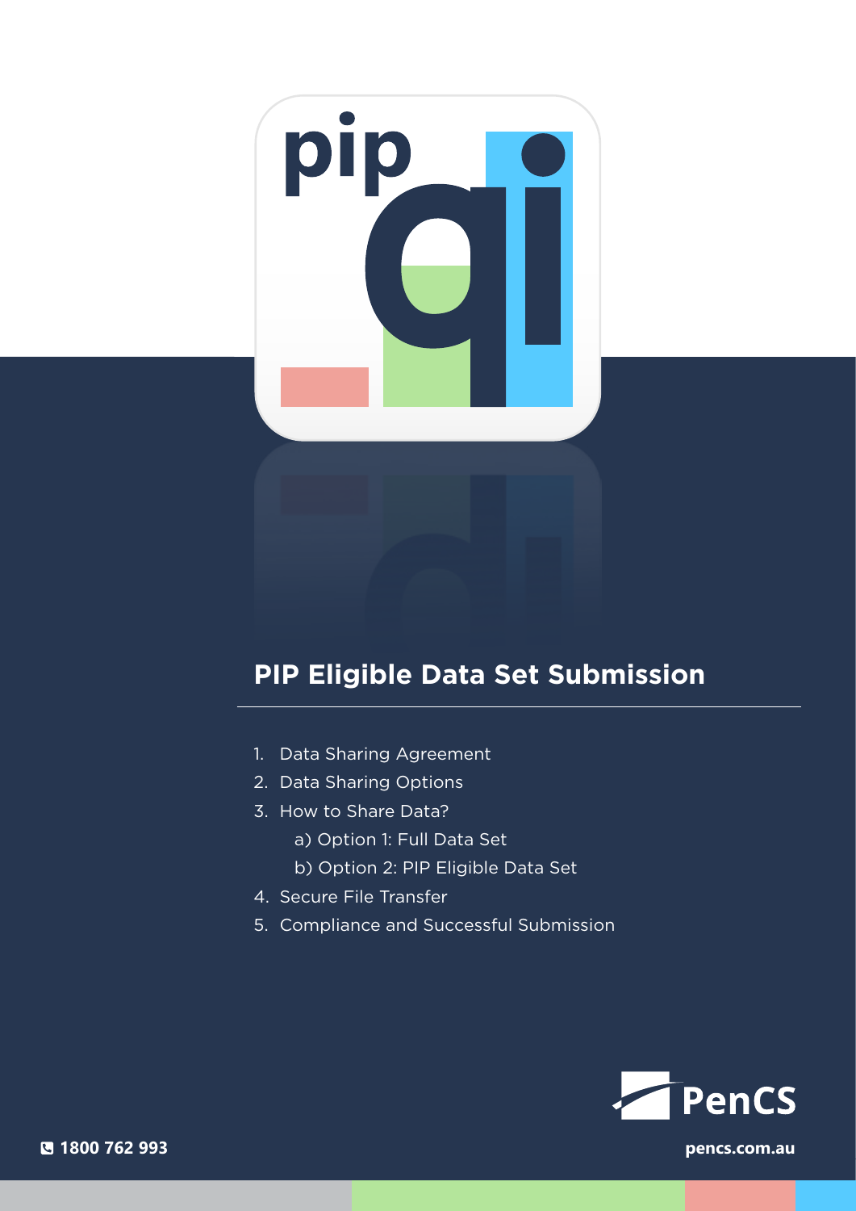# PIP Eligible Data Set Submission

1. Data Sharing Agreement
2. Data Sharing Options
3. How to Share Data?
    a) Option 1: Full Data Set
    b) Option 2: PIP Eligible Data Set
4. Secure File Transfer
5. Compliance and Successful Submission

PenCS

1800 762 993

pencs.com.au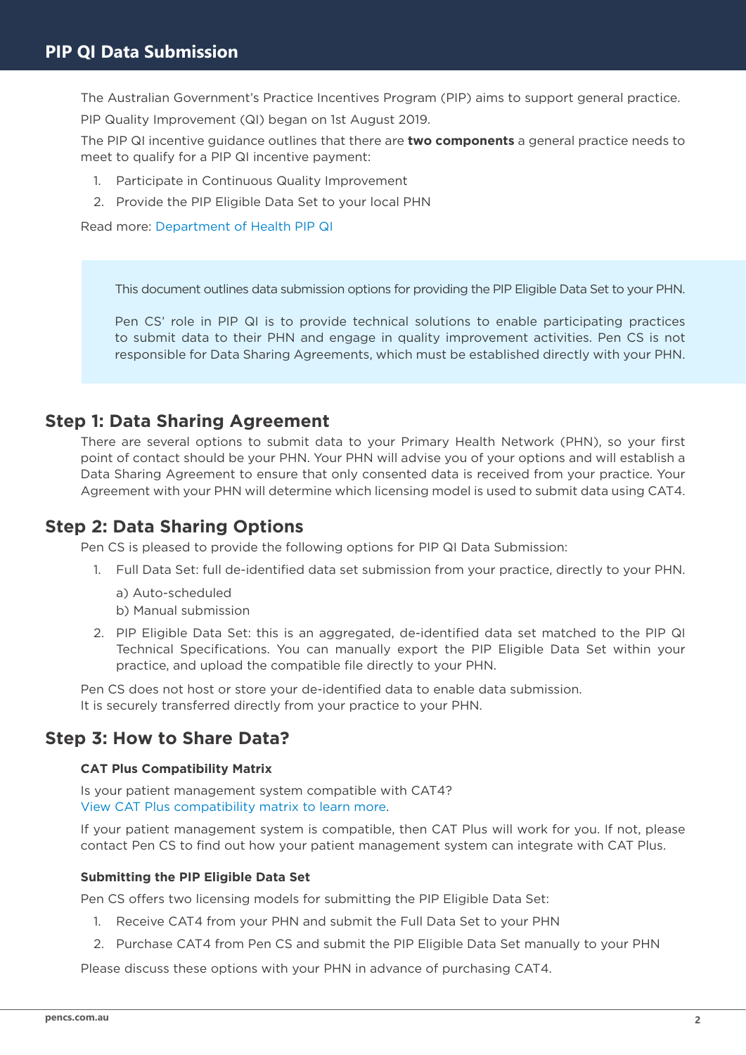# PIP QI Data Submission

The Australian Government's Practice Incentives Program (PIP) aims to support general practice.

PIP Quality Improvement (QI) began on 1st August 2019.

The PIP QI incentive guidance outlines that there are **two components** a general practice needs to meet to qualify for a PIP QI incentive payment:

1. Participate in Continuous Quality Improvement
2. Provide the PIP Eligible Data Set to your local PHN

Read more: Department of Health PIP QI

> This document outlines data submission options for providing the PIP Eligible Data Set to your PHN.
>
> Pen CS' role in PIP QI is to provide technical solutions to enable participating practices to submit data to their PHN and engage in quality improvement activities. Pen CS is not responsible for Data Sharing Agreements, which must be established directly with your PHN.

## Step 1: Data Sharing Agreement

There are several options to submit data to your Primary Health Network (PHN), so your first point of contact should be your PHN. Your PHN will advise you of your options and will establish a Data Sharing Agreement to ensure that only consented data is received from your practice. Your Agreement with your PHN will determine which licensing model is used to submit data using CAT4.

## Step 2: Data Sharing Options

Pen CS is pleased to provide the following options for PIP QI Data Submission:

1. Full Data Set: full de-identified data set submission from your practice, directly to your PHN.

   a) Auto-scheduled
   b) Manual submission

2. PIP Eligible Data Set: this is an aggregated, de-identified data set matched to the PIP QI Technical Specifications. You can manually export the PIP Eligible Data Set within your practice, and upload the compatible file directly to your PHN.

Pen CS does not host or store your de-identified data to enable data submission.
It is securely transferred directly from your practice to your PHN.

## Step 3: How to Share Data?

### CAT Plus Compatibility Matrix

Is your patient management system compatible with CAT4?
View CAT Plus compatibility matrix to learn more.

If your patient management system is compatible, then CAT Plus will work for you. If not, please contact Pen CS to find out how your patient management system can integrate with CAT Plus.

### Submitting the PIP Eligible Data Set

Pen CS offers two licensing models for submitting the PIP Eligible Data Set:

1. Receive CAT4 from your PHN and submit the Full Data Set to your PHN
2. Purchase CAT4 from Pen CS and submit the PIP Eligible Data Set manually to your PHN

Please discuss these options with your PHN in advance of purchasing CAT4.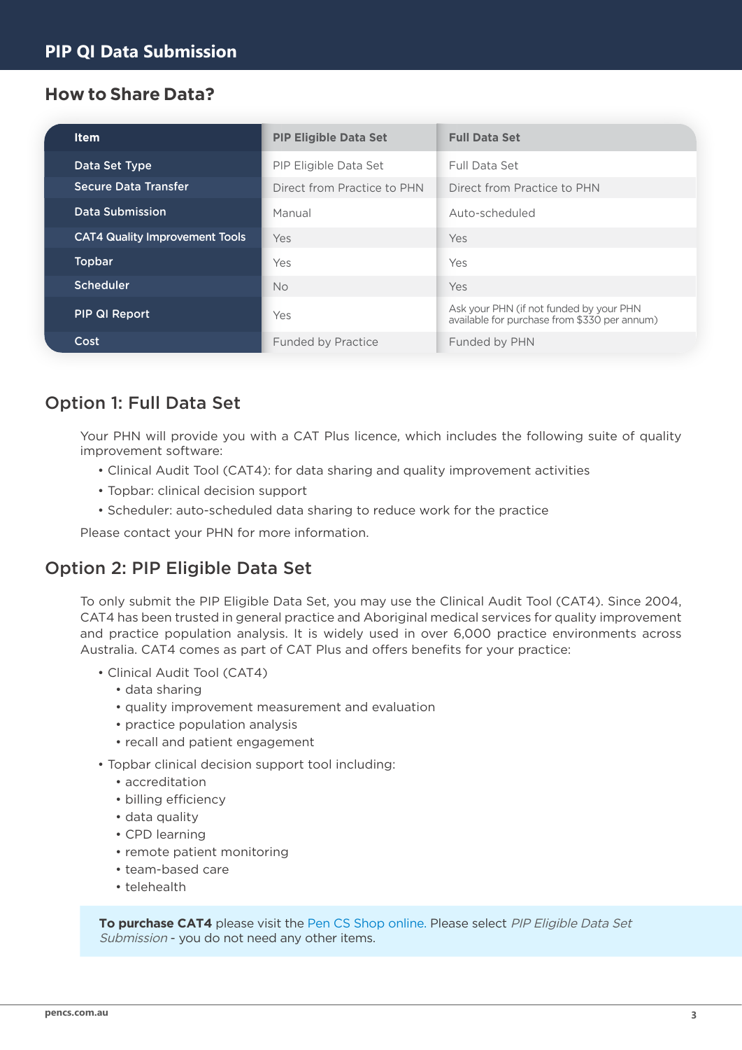# PIP QI Data Submission

## How to Share Data?

| Item | PIP Eligible Data Set | Full Data Set |
|---|---|---|
| Data Set Type | PIP Eligible Data Set | Full Data Set |
| Secure Data Transfer | Direct from Practice to PHN | Direct from Practice to PHN |
| Data Submission | Manual | Auto-scheduled |
| CAT4 Quality Improvement Tools | Yes | Yes |
| Topbar | Yes | Yes |
| Scheduler | No | Yes |
| PIP QI Report | Yes | Ask your PHN (if not funded by your PHN available for purchase from $330 per annum) |
| Cost | Funded by Practice | Funded by PHN |

## Option 1: Full Data Set

Your PHN will provide you with a CAT Plus licence, which includes the following suite of quality improvement software:

- Clinical Audit Tool (CAT4): for data sharing and quality improvement activities
- Topbar: clinical decision support
- Scheduler: auto-scheduled data sharing to reduce work for the practice

Please contact your PHN for more information.

## Option 2: PIP Eligible Data Set

To only submit the PIP Eligible Data Set, you may use the Clinical Audit Tool (CAT4). Since 2004, CAT4 has been trusted in general practice and Aboriginal medical services for quality improvement and practice population analysis. It is widely used in over 6,000 practice environments across Australia. CAT4 comes as part of CAT Plus and offers benefits for your practice:

- Clinical Audit Tool (CAT4)
  - data sharing
  - quality improvement measurement and evaluation
  - practice population analysis
  - recall and patient engagement
- Topbar clinical decision support tool including:
  - accreditation
  - billing efficiency
  - data quality
  - CPD learning
  - remote patient monitoring
  - team-based care
  - telehealth

**To purchase CAT4** please visit the Pen CS Shop online. Please select *PIP Eligible Data Set Submission* - you do not need any other items.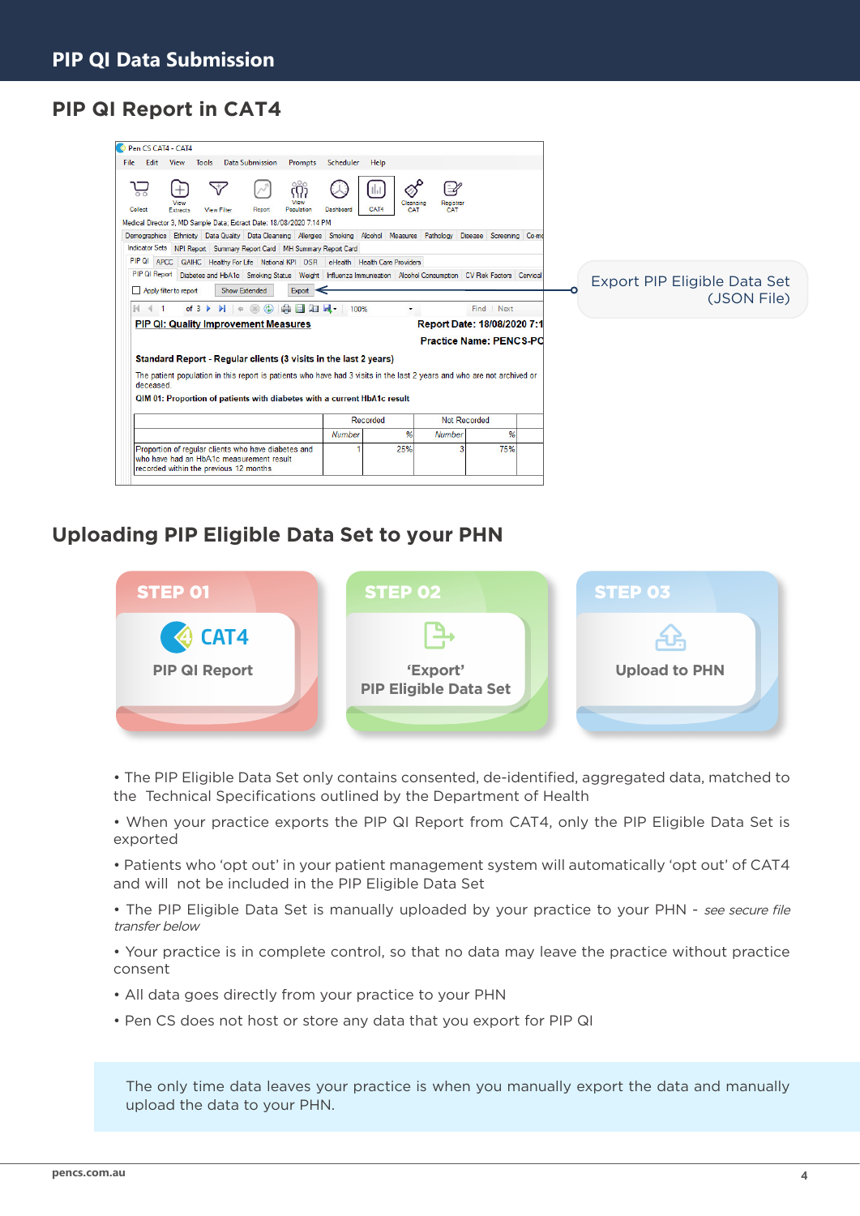# PIP QI Data Submission

## PIP QI Report in CAT4

Export PIP Eligible Data Set (JSON File)

## Uploading PIP Eligible Data Set to your PHN

**STEP 01**
CAT4
PIP QI Report

**STEP 02**
'Export'
PIP Eligible Data Set

**STEP 03**
Upload to PHN

- The PIP Eligible Data Set only contains consented, de-identified, aggregated data, matched to the Technical Specifications outlined by the Department of Health
- When your practice exports the PIP QI Report from CAT4, only the PIP Eligible Data Set is exported
- Patients who 'opt out' in your patient management system will automatically 'opt out' of CAT4 and will not be included in the PIP Eligible Data Set
- The PIP Eligible Data Set is manually uploaded by your practice to your PHN - *see secure file transfer below*
- Your practice is in complete control, so that no data may leave the practice without practice consent
- All data goes directly from your practice to your PHN
- Pen CS does not host or store any data that you export for PIP QI

The only time data leaves your practice is when you manually export the data and manually upload the data to your PHN.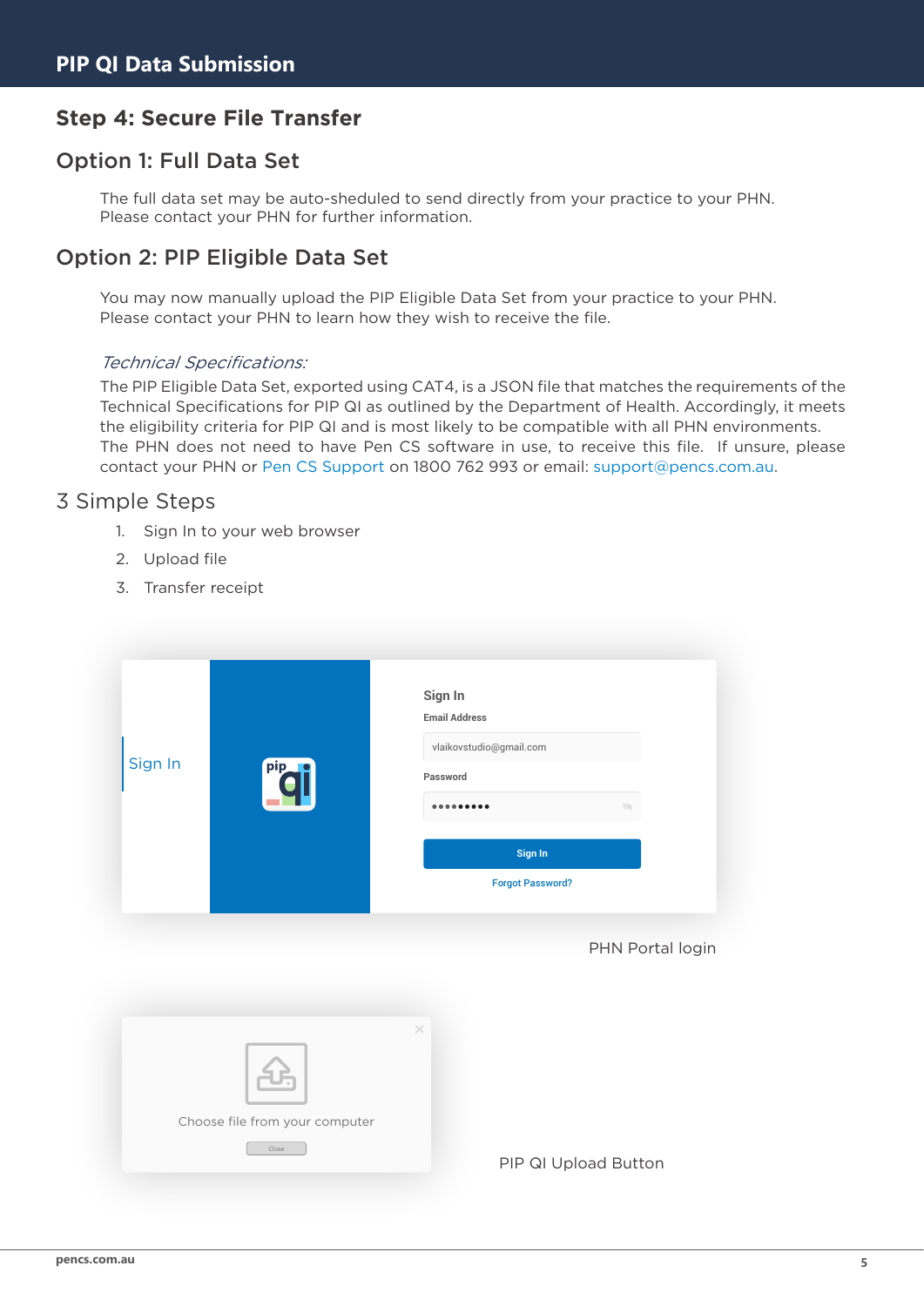## Step 4: Secure File Transfer

### Option 1: Full Data Set

The full data set may be auto-sheduled to send directly from your practice to your PHN. Please contact your PHN for further information.

### Option 2: PIP Eligible Data Set

You may now manually upload the PIP Eligible Data Set from your practice to your PHN. Please contact your PHN to learn how they wish to receive the file.

*Technical Specifications:*

The PIP Eligible Data Set, exported using CAT4, is a JSON file that matches the requirements of the Technical Specifications for PIP QI as outlined by the Department of Health. Accordingly, it meets the eligibility criteria for PIP QI and is most likely to be compatible with all PHN environments. The PHN does not need to have Pen CS software in use, to receive this file. If unsure, please contact your PHN or Pen CS Support on 1800 762 993 or email: support@pencs.com.au.

### 3 Simple Steps

1. Sign In to your web browser
2. Upload file
3. Transfer receipt

Sign In

Sign In

Email Address

vlaikovstudio@gmail.com

Password

Sign In

Forgot Password?

PHN Portal login

Choose file from your computer

Close

PIP QI Upload Button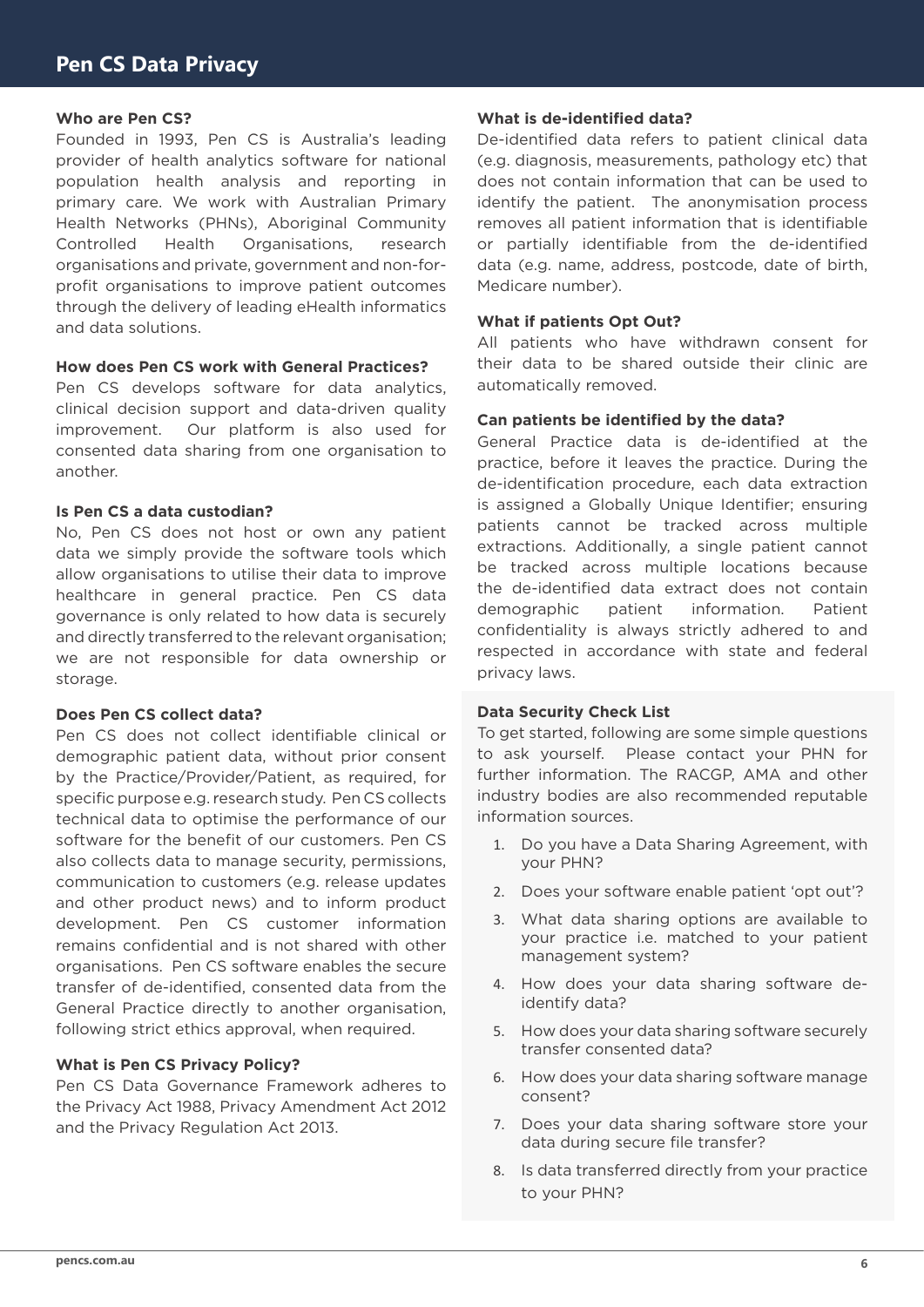# Pen CS Data Privacy

### Who are Pen CS?

Founded in 1993, Pen CS is Australia's leading provider of health analytics software for national population health analysis and reporting in primary care. We work with Australian Primary Health Networks (PHNs), Aboriginal Community Controlled Health Organisations, research organisations and private, government and non-for-profit organisations to improve patient outcomes through the delivery of leading eHealth informatics and data solutions.

### How does Pen CS work with General Practices?

Pen CS develops software for data analytics, clinical decision support and data-driven quality improvement. Our platform is also used for consented data sharing from one organisation to another.

### Is Pen CS a data custodian?

No, Pen CS does not host or own any patient data we simply provide the software tools which allow organisations to utilise their data to improve healthcare in general practice. Pen CS data governance is only related to how data is securely and directly transferred to the relevant organisation; we are not responsible for data ownership or storage.

### Does Pen CS collect data?

Pen CS does not collect identifiable clinical or demographic patient data, without prior consent by the Practice/Provider/Patient, as required, for specific purpose e.g. research study. Pen CS collects technical data to optimise the performance of our software for the benefit of our customers. Pen CS also collects data to manage security, permissions, communication to customers (e.g. release updates and other product news) and to inform product development. Pen CS customer information remains confidential and is not shared with other organisations. Pen CS software enables the secure transfer of de-identified, consented data from the General Practice directly to another organisation, following strict ethics approval, when required.

### What is Pen CS Privacy Policy?

Pen CS Data Governance Framework adheres to the Privacy Act 1988, Privacy Amendment Act 2012 and the Privacy Regulation Act 2013.

### What is de-identified data?

De-identified data refers to patient clinical data (e.g. diagnosis, measurements, pathology etc) that does not contain information that can be used to identify the patient. The anonymisation process removes all patient information that is identifiable or partially identifiable from the de-identified data (e.g. name, address, postcode, date of birth, Medicare number).

### What if patients Opt Out?

All patients who have withdrawn consent for their data to be shared outside their clinic are automatically removed.

### Can patients be identified by the data?

General Practice data is de-identified at the practice, before it leaves the practice. During the de-identification procedure, each data extraction is assigned a Globally Unique Identifier; ensuring patients cannot be tracked across multiple extractions. Additionally, a single patient cannot be tracked across multiple locations because the de-identified data extract does not contain demographic patient information. Patient confidentiality is always strictly adhered to and respected in accordance with state and federal privacy laws.

### Data Security Check List

To get started, following are some simple questions to ask yourself. Please contact your PHN for further information. The RACGP, AMA and other industry bodies are also recommended reputable information sources.

1. Do you have a Data Sharing Agreement, with your PHN?
2. Does your software enable patient 'opt out'?
3. What data sharing options are available to your practice i.e. matched to your patient management system?
4. How does your data sharing software de-identify data?
5. How does your data sharing software securely transfer consented data?
6. How does your data sharing software manage consent?
7. Does your data sharing software store your data during secure file transfer?
8. Is data transferred directly from your practice to your PHN?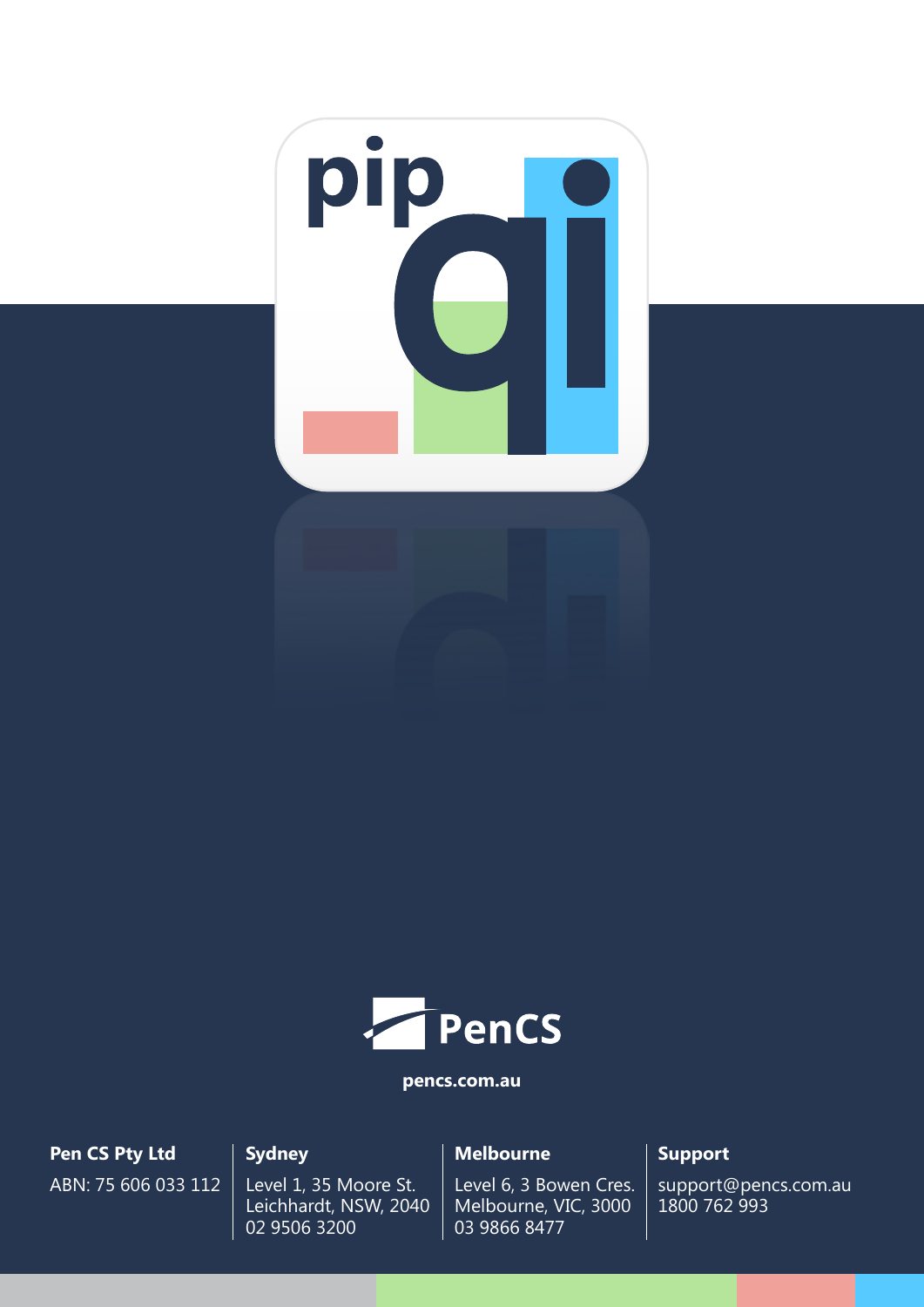pip qi

PenCS

**pencs.com.au**

**Pen CS Pty Ltd**
ABN: 75 606 033 112

**Sydney**
Level 1, 35 Moore St.
Leichhardt, NSW, 2040
02 9506 3200

**Melbourne**
Level 6, 3 Bowen Cres.
Melbourne, VIC, 3000
03 9866 8477

**Support**
support@pencs.com.au
1800 762 993